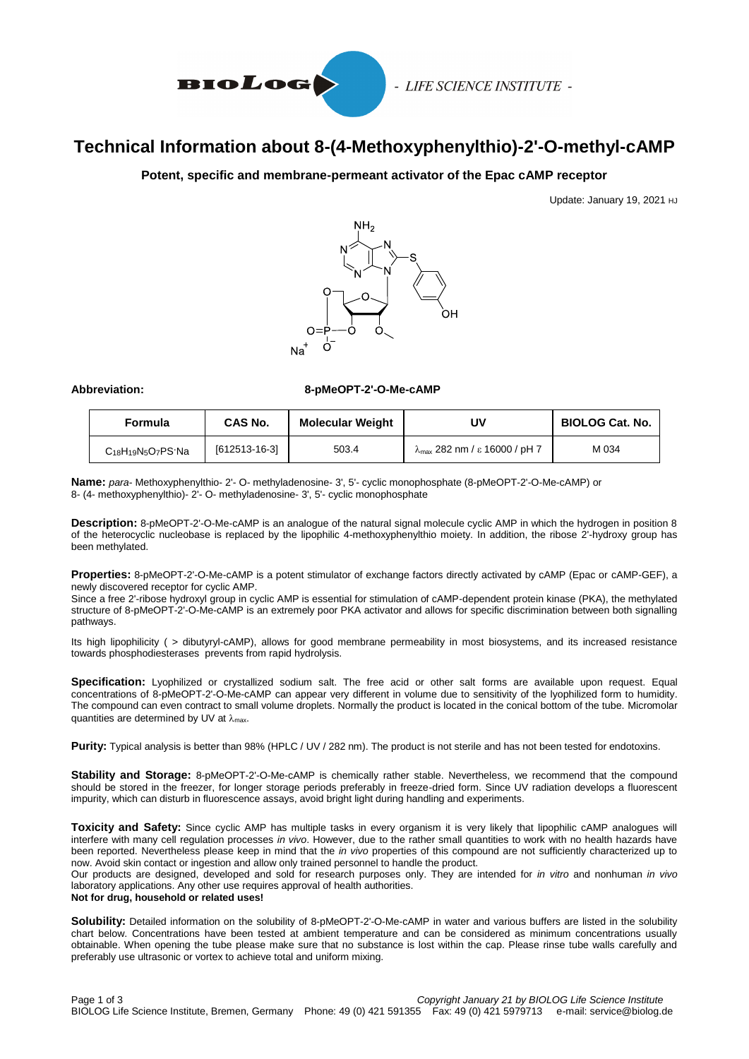BIOLOG - LIFE SCIENCE INSTITUTE -

# Technical Information about 8-(4-Methoxyphenylthio)-2'-O-methyl-cAMP

**Potent, specific and membrane-permeant activator of the Epac cAMP receptor**

Update: January 19, 2021 HJ

**Abbreviation:** **8-pMeOPT-2'-O-Me-cAMP**

| Formula | CAS No. | Molecular Weight | UV | BIOLOG Cat. No. |
|---|---|---|---|---|
| $C_{18}H_{19}N_5O_7PS \cdot Na$ | [612513-16-3] | 503.4 | $\lambda_{max}$ 282 nm / ε 16000 / pH 7 | M 034 |

**Name:** *para*- Methoxyphenylthio- 2'- O- methyladenosine- 3', 5'- cyclic monophosphate (8-pMeOPT-2'-O-Me-cAMP) or 8- (4- methoxyphenylthio)- 2'- O- methyladenosine- 3', 5'- cyclic monophosphate

**Description:** 8-pMeOPT-2'-O-Me-cAMP is an analogue of the natural signal molecule cyclic AMP in which the hydrogen in position 8 of the heterocyclic nucleobase is replaced by the lipophilic 4-methoxyphenylthio moiety. In addition, the ribose 2'-hydroxy group has been methylated.

**Properties:** 8-pMeOPT-2'-O-Me-cAMP is a potent stimulator of exchange factors directly activated by cAMP (Epac or cAMP-GEF), a newly discovered receptor for cyclic AMP.
Since a free 2'-ribose hydroxyl group in cyclic AMP is essential for stimulation of cAMP-dependent protein kinase (PKA), the methylated structure of 8-pMeOPT-2'-O-Me-cAMP is an extremely poor PKA activator and allows for specific discrimination between both signalling pathways.

Its high lipophilicity ( > dibutyryl-cAMP), allows for good membrane permeability in most biosystems, and its increased resistance towards phosphodiesterases prevents from rapid hydrolysis.

**Specification:** Lyophilized or crystallized sodium salt. The free acid or other salt forms are available upon request. Equal concentrations of 8-pMeOPT-2'-O-Me-cAMP can appear very different in volume due to sensitivity of the lyophilized form to humidity. The compound can even contract to small volume droplets. Normally the product is located in the conical bottom of the tube. Micromolar quantities are determined by UV at $\lambda_{max}$.

**Purity:** Typical analysis is better than 98% (HPLC / UV / 282 nm). The product is not sterile and has not been tested for endotoxins.

**Stability and Storage:** 8-pMeOPT-2'-O-Me-cAMP is chemically rather stable. Nevertheless, we recommend that the compound should be stored in the freezer, for longer storage periods preferably in freeze-dried form. Since UV radiation develops a fluorescent impurity, which can disturb in fluorescence assays, avoid bright light during handling and experiments.

**Toxicity and Safety:** Since cyclic AMP has multiple tasks in every organism it is very likely that lipophilic cAMP analogues will interfere with many cell regulation processes *in vivo*. However, due to the rather small quantities to work with no health hazards have been reported. Nevertheless please keep in mind that the *in vivo* properties of this compound are not sufficiently characterized up to now. Avoid skin contact or ingestion and allow only trained personnel to handle the product.
Our products are designed, developed and sold for research purposes only. They are intended for *in vitro* and nonhuman *in vivo* laboratory applications. Any other use requires approval of health authorities.
**Not for drug, household or related uses!**

**Solubility:** Detailed information on the solubility of 8-pMeOPT-2'-O-Me-cAMP in water and various buffers are listed in the solubility chart below. Concentrations have been tested at ambient temperature and can be considered as minimum concentrations usually obtainable. When opening the tube please make sure that no substance is lost within the cap. Please rinse tube walls carefully and preferably use ultrasonic or vortex to achieve total and uniform mixing.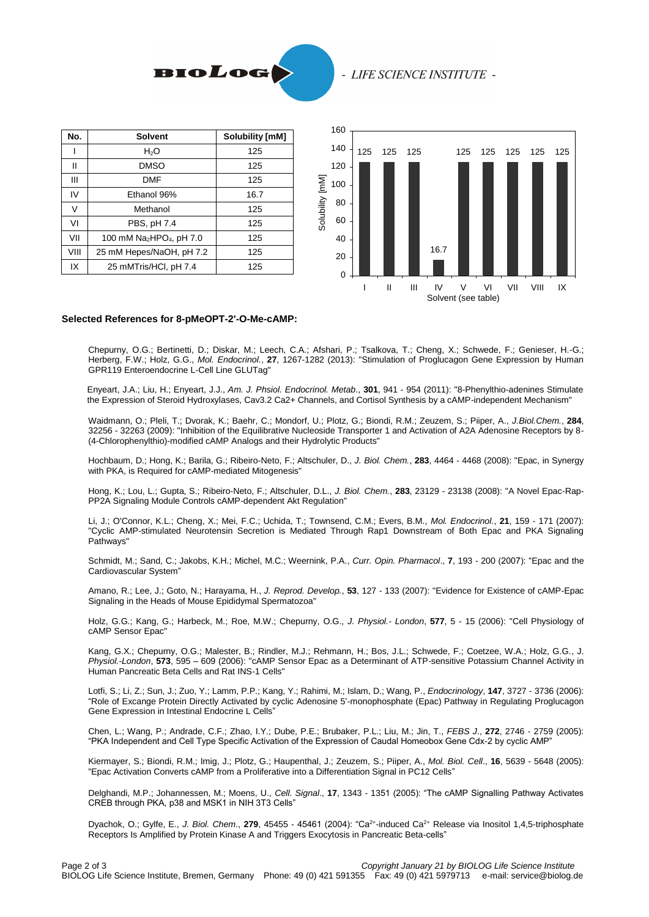| No. | Solvent | Solubility [mM] |
|---|---|---|
| I | $H_2O$ | 125 |
| II | DMSO | 125 |
| III | DMF | 125 |
| IV | Ethanol 96% | 16.7 |
| V | Methanol | 125 |
| VI | PBS, pH 7.4 | 125 |
| VII | 100 mM $Na_2HPO_4$, pH 7.0 | 125 |
| VIII | 25 mM Hepes/NaOH, pH 7.2 | 125 |
| IX | 25 mMTris/HCl, pH 7.4 | 125 |

**Selected References for 8-pMeOPT-2'-O-Me-cAMP:**

Chepurny, O.G.; Bertinetti, D.; Diskar, M.; Leech, C.A.; Afshari, P.; Tsalkova, T.; Cheng, X.; Schwede, F.; Genieser, H.-G.; Herberg, F.W.; Holz, G.G., *Mol. Endocrinol.*, **27**, 1267-1282 (2013): "Stimulation of Proglucagon Gene Expression by Human GPR119 Enteroendocrine L-Cell Line GLUTag"

Enyeart, J.A.; Liu, H.; Enyeart, J.J., *Am. J. Phsiol. Endocrinol. Metab*., **301**, 941 - 954 (2011): "8-Phenylthio-adenines Stimulate the Expression of Steroid Hydroxylases, Cav3.2 Ca2+ Channels, and Cortisol Synthesis by a cAMP-independent Mechanism"

Waidmann, O.; Pleli, T.; Dvorak, K.; Baehr, C.; Mondorf, U.; Plotz, G.; Biondi, R.M.; Zeuzem, S.; Piiper, A., *J.Biol.Chem.*, **284**, 32256 - 32263 (2009): "Inhibition of the Equilibrative Nucleoside Transporter 1 and Activation of A2A Adenosine Receptors by 8-(4-Chlorophenylthio)-modified cAMP Analogs and their Hydrolytic Products"

Hochbaum, D.; Hong, K.; Barila, G.; Ribeiro-Neto, F.; Altschuler, D., *J. Biol. Chem.*, **283**, 4464 - 4468 (2008): "Epac, in Synergy with PKA, is Required for cAMP-mediated Mitogenesis"

Hong, K.; Lou, L.; Gupta, S.; Ribeiro-Neto, F.; Altschuler, D.L., *J. Biol. Chem.*, **283**, 23129 - 23138 (2008): "A Novel Epac-Rap-PP2A Signaling Module Controls cAMP-dependent Akt Regulation"

Li, J.; O'Connor, K.L.; Cheng, X.; Mei, F.C.; Uchida, T.; Townsend, C.M.; Evers, B.M., *Mol. Endocrinol.*, **21**, 159 - 171 (2007): "Cyclic AMP-stimulated Neurotensin Secretion is Mediated Through Rap1 Downstream of Both Epac and PKA Signaling Pathways"

Schmidt, M.; Sand, C.; Jakobs, K.H.; Michel, M.C.; Weernink, P.A., *Curr. Opin. Pharmacol*., **7**, 193 - 200 (2007): "Epac and the Cardiovascular System"

Amano, R.; Lee, J.; Goto, N.; Harayama, H., *J. Reprod. Develop.*, **53**, 127 - 133 (2007): "Evidence for Existence of cAMP-Epac Signaling in the Heads of Mouse Epididymal Spermatozoa"

Holz, G.G.; Kang, G.; Harbeck, M.; Roe, M.W.; Chepurny, O.G., *J. Physiol.- London*, **577**, 5 - 15 (2006): "Cell Physiology of cAMP Sensor Epac"

Kang, G.X.; Chepurny, O.G.; Malester, B.; Rindler, M.J.; Rehmann, H.; Bos, J.L.; Schwede, F.; Coetzee, W.A.; Holz, G.G., J. *Physiol.-London*, **573**, 595 – 609 (2006): "cAMP Sensor Epac as a Determinant of ATP-sensitive Potassium Channel Activity in Human Pancreatic Beta Cells and Rat INS-1 Cells"

Lotfi, S.; Li, Z.; Sun, J.; Zuo, Y.; Lamm, P.P.; Kang, Y.; Rahimi, M.; Islam, D.; Wang, P., *Endocrinology*, **147**, 3727 - 3736 (2006): "Role of Excange Protein Directly Activated by cyclic Adenosine 5'-monophosphate (Epac) Pathway in Regulating Proglucagon Gene Expression in Intestinal Endocrine L Cells"

Chen, L.; Wang, P.; Andrade, C.F.; Zhao, I.Y.; Dube, P.E.; Brubaker, P.L.; Liu, M.; Jin, T., *FEBS J*., **272**, 2746 - 2759 (2005): "PKA Independent and Cell Type Specific Activation of the Expression of Caudal Homeobox Gene Cdx-2 by cyclic AMP"

Kiermayer, S.; Biondi, R.M.; Imig, J.; Plotz, G.; Haupenthal, J.; Zeuzem, S.; Piiper, A., *Mol. Biol. Cell*., **16**, 5639 - 5648 (2005): "Epac Activation Converts cAMP from a Proliferative into a Differentiation Signal in PC12 Cells"

Delghandi, M.P.; Johannessen, M.; Moens, U., *Cell. Signal*., **17**, 1343 - 1351 (2005): "The cAMP Signalling Pathway Activates CREB through PKA, p38 and MSK1 in NIH 3T3 Cells"

Dyachok, O.; Gylfe, E., *J. Biol. Chem*., **279**, 45455 - 45461 (2004): "$Ca^{2+}$-induced $Ca^{2+}$ Release via Inositol 1,4,5-triphosphate Receptors Is Amplified by Protein Kinase A and Triggers Exocytosis in Pancreatic Beta-cells"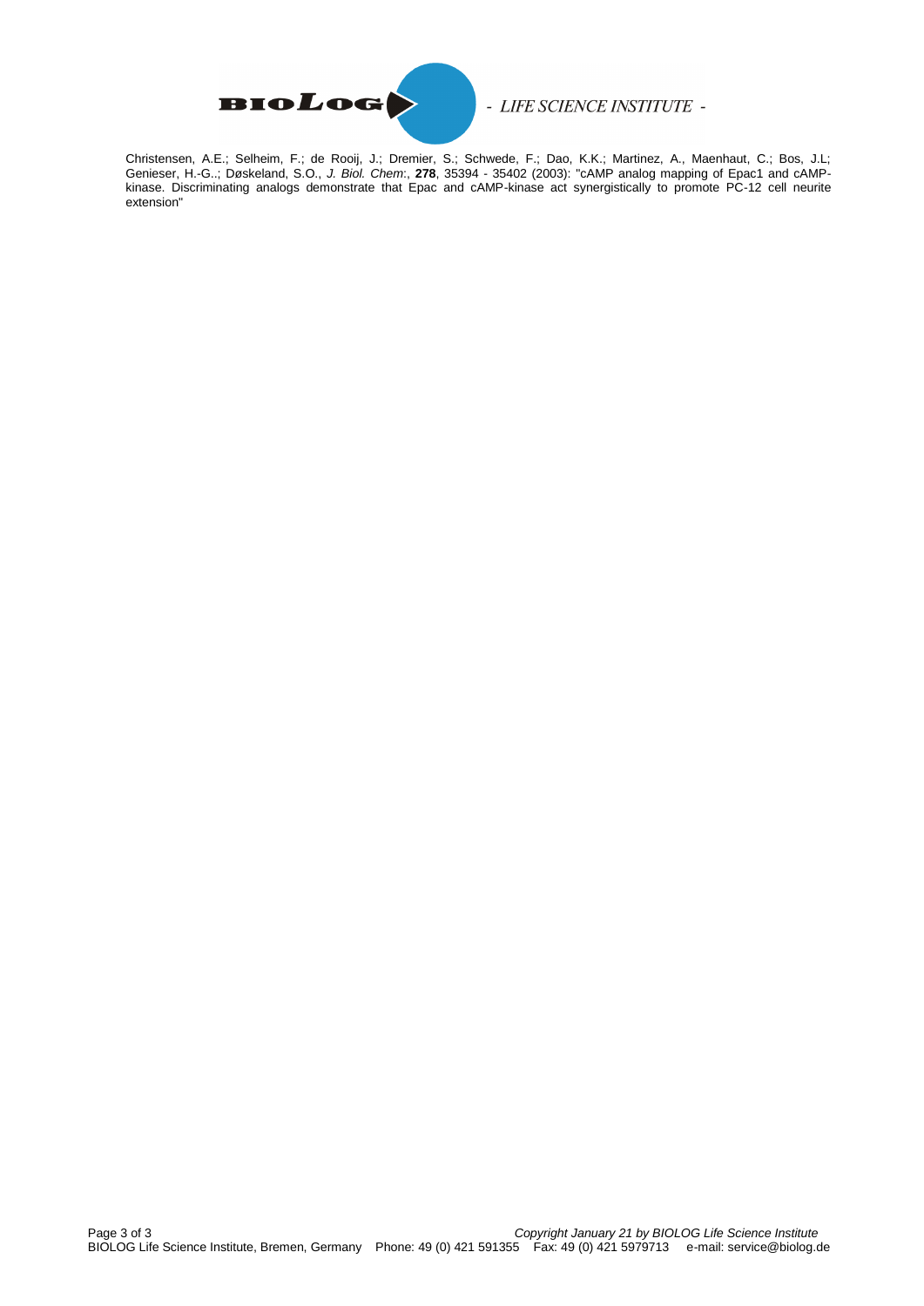Christensen, A.E.; Selheim, F.; de Rooij, J.; Dremier, S.; Schwede, F.; Dao, K.K.; Martinez, A., Maenhaut, C.; Bos, J.L; Genieser, H.-G..; Døskeland, S.O., *J. Biol. Chem*:, **278**, 35394 - 35402 (2003): "cAMP analog mapping of Epac1 and cAMP-kinase. Discriminating analogs demonstrate that Epac and cAMP-kinase act synergistically to promote PC-12 cell neurite extension"